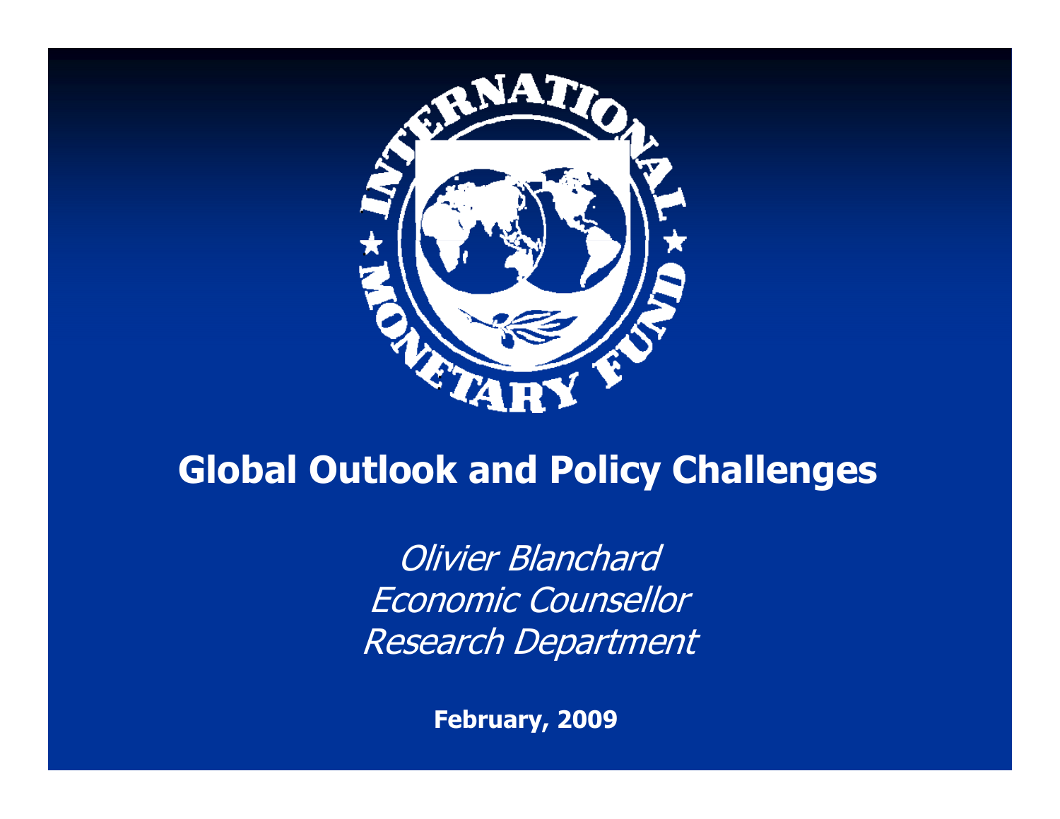# Global Outlook and Policy Challenges

*Olivier Blanchard*
*Economic Counsellor*
*Research Department*

**February, 2009**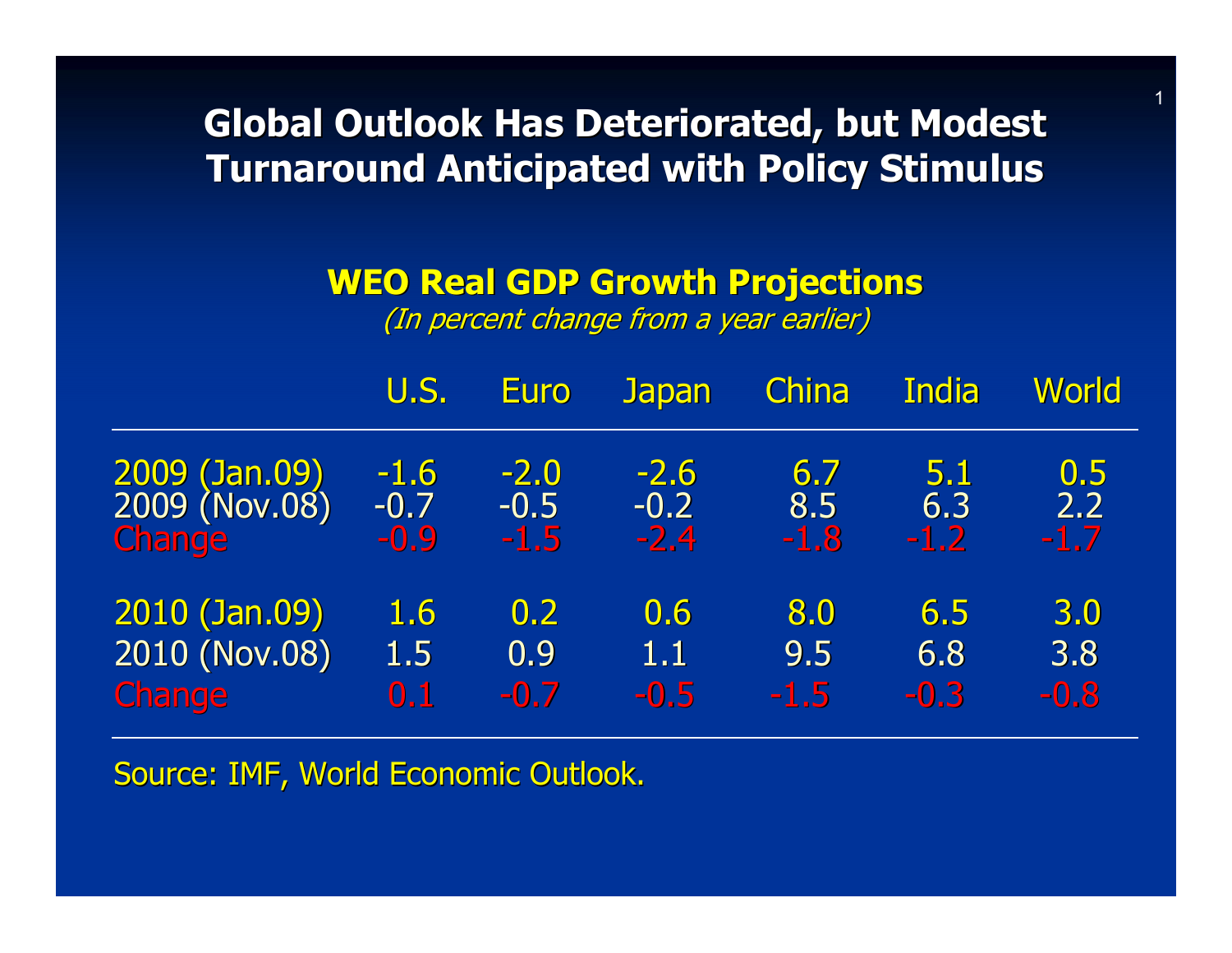# Global Outlook Has Deteriorated, but Modest Turnaround Anticipated with Policy Stimulus

## WEO Real GDP Growth Projections

*(In percent change from a year earlier)*

| | U.S. | Euro | Japan | China | India | World |
|---|---|---|---|---|---|---|
| 2009 (Jan.09) | -1.6 | -2.0 | -2.6 | 6.7 | 5.1 | 0.5 |
| 2009 (Nov.08) | -0.7 | -0.5 | -0.2 | 8.5 | 6.3 | 2.2 |
| Change | -0.9 | -1.5 | -2.4 | -1.8 | -1.2 | -1.7 |
| 2010 (Jan.09) | 1.6 | 0.2 | 0.6 | 8.0 | 6.5 | 3.0 |
| 2010 (Nov.08) | 1.5 | 0.9 | 1.1 | 9.5 | 6.8 | 3.8 |
| Change | 0.1 | -0.7 | -0.5 | -1.5 | -0.3 | -0.8 |

Source: IMF, World Economic Outlook.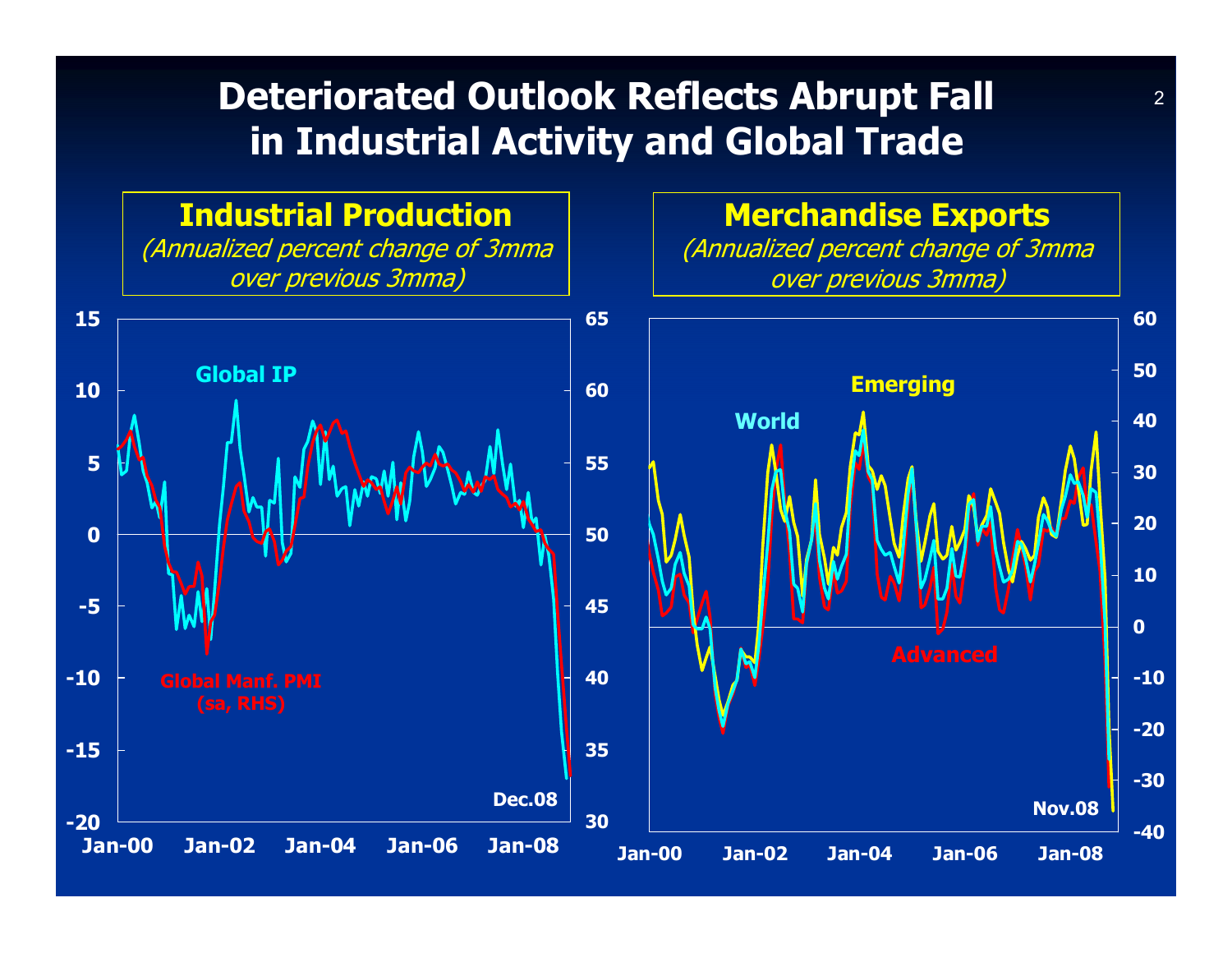# Deteriorated Outlook Reflects Abrupt Fall in Industrial Activity and Global Trade

## Industrial Production

*(Annualized percent change of 3mma over previous 3mma)*

Global IP

Global Manf. PMI (sa, RHS)

Dec.08

## Merchandise Exports

*(Annualized percent change of 3mma over previous 3mma)*

World

Emerging

Advanced

Nov.08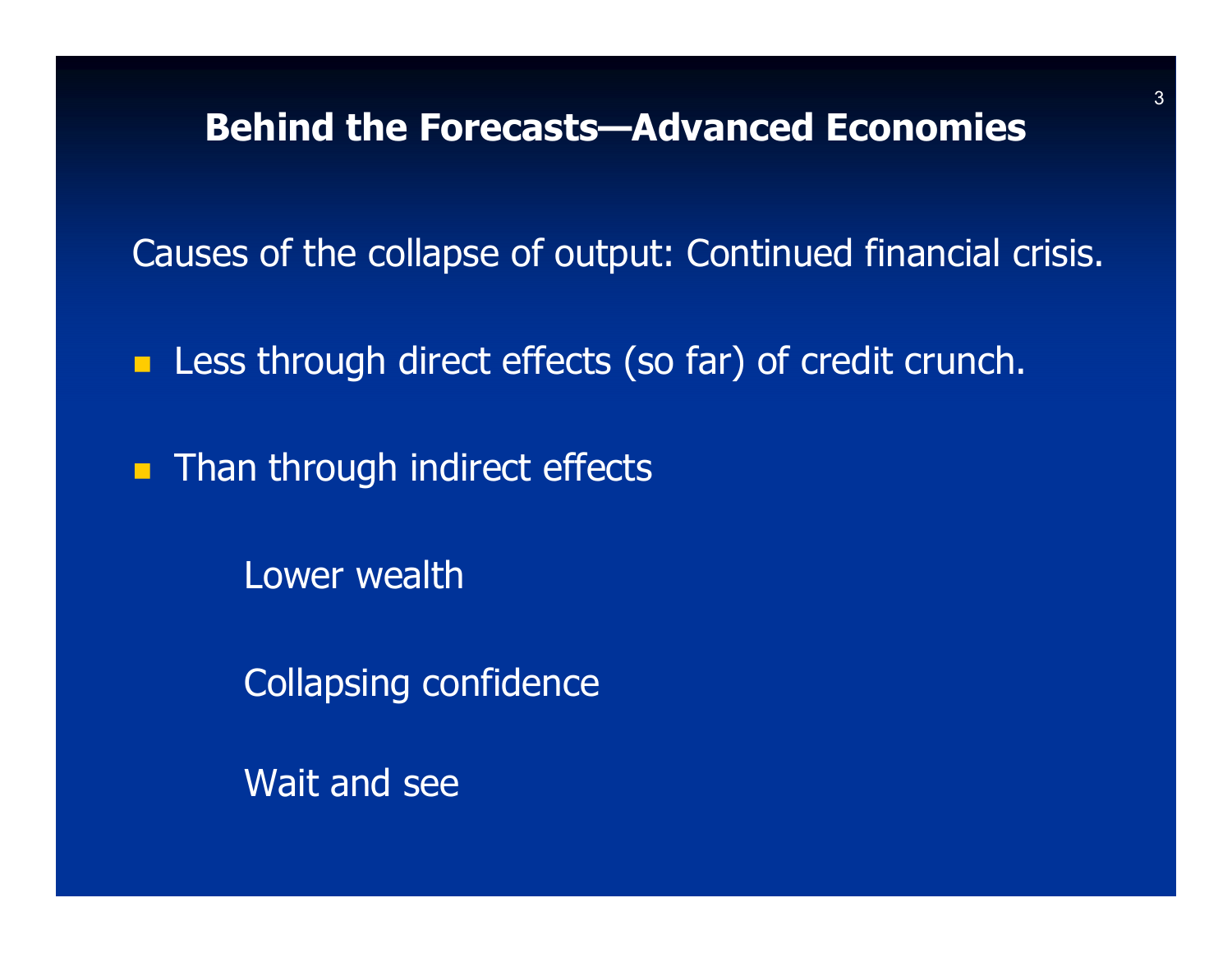## Behind the Forecasts—Advanced Economies

Causes of the collapse of output: Continued financial crisis.

- Less through direct effects (so far) of credit crunch.
- Than through indirect effects

  Lower wealth

  Collapsing confidence

  Wait and see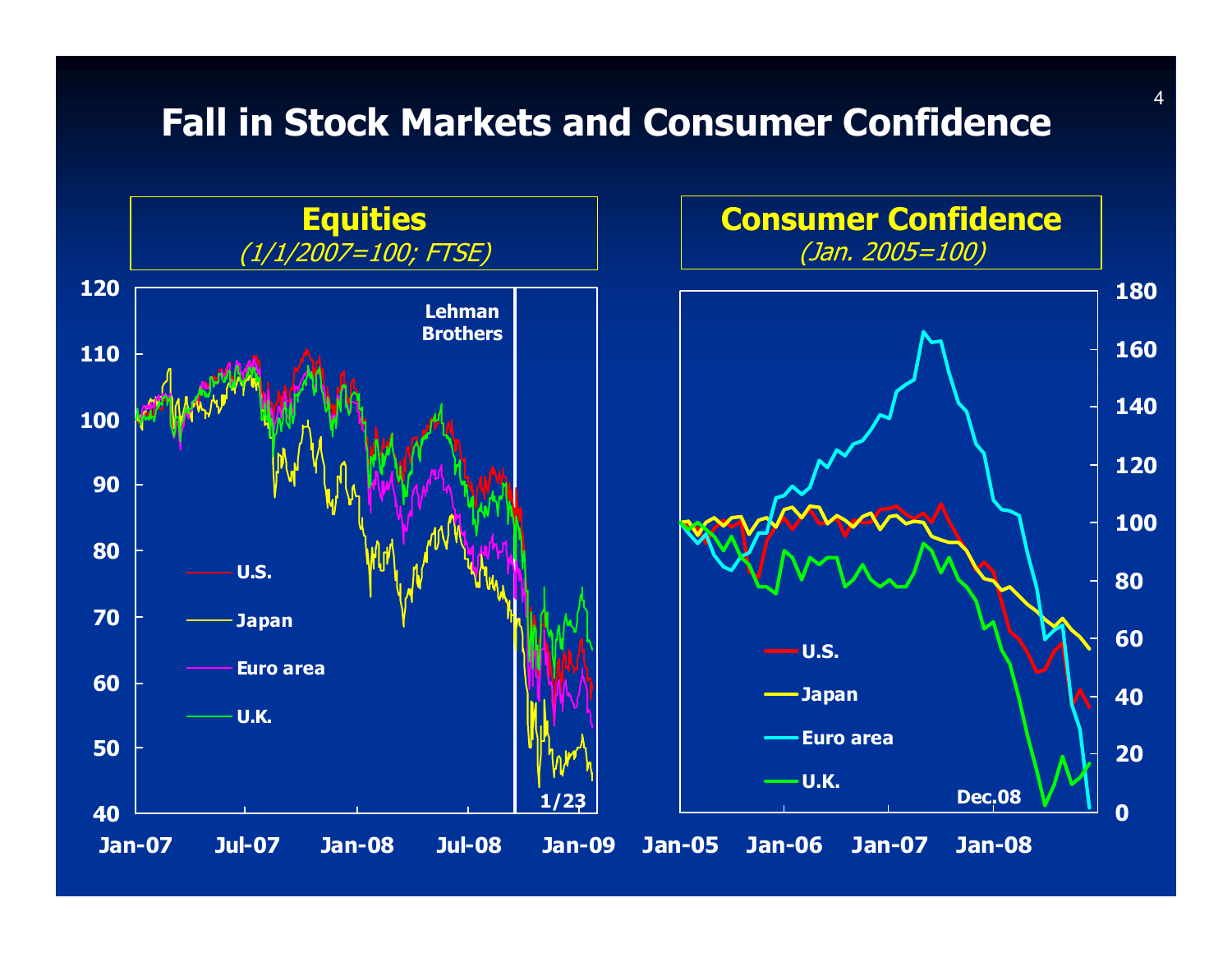# Fall in Stock Markets and Consumer Confidence

## Equities

*(1/1/2007=100; FTSE)*

Lehman Brothers

U.S.

Japan

Euro area

U.K.

1/23

## Consumer Confidence

*(Jan. 2005=100)*

U.S.

Japan

Euro area

U.K.

Dec.08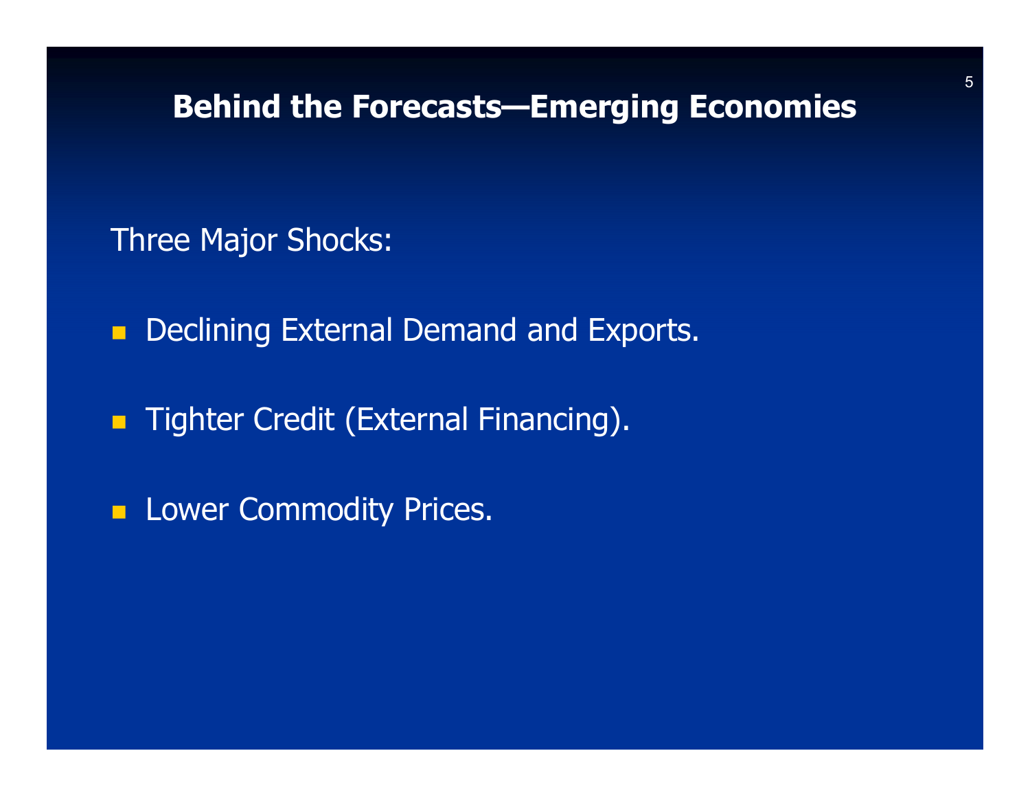# Behind the Forecasts—Emerging Economies

Three Major Shocks:

- Declining External Demand and Exports.
- Tighter Credit (External Financing).
- Lower Commodity Prices.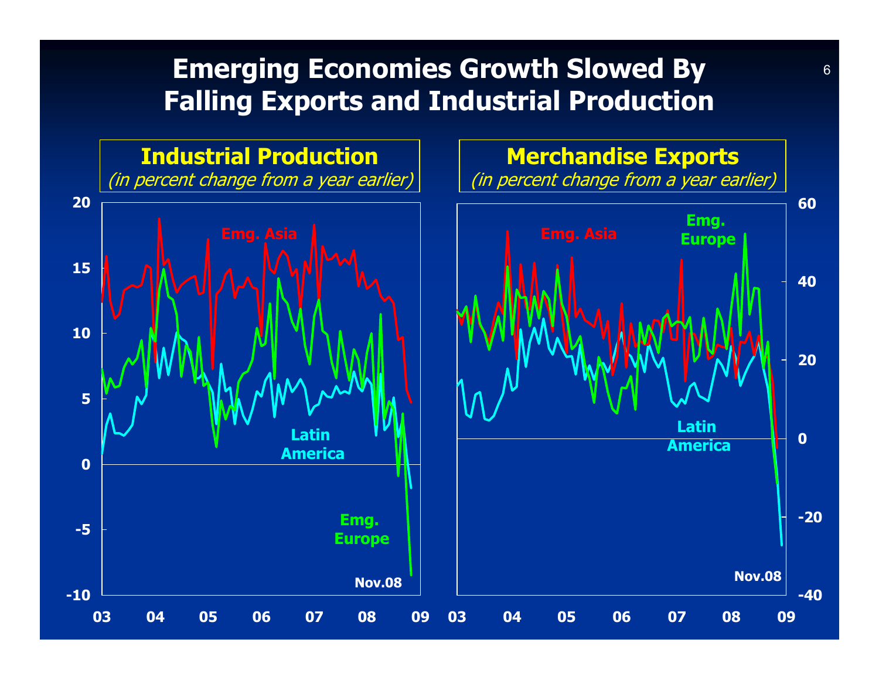# Emerging Economies Growth Slowed By Falling Exports and Industrial Production

## Industrial Production

*(in percent change from a year earlier)*

Emg. Asia

Latin America

Emg. Europe

Nov.08

20, 15, 10, 5, 0, -5, -10

03, 04, 05, 06, 07, 08, 09

## Merchandise Exports

*(in percent change from a year earlier)*

Emg. Asia

Emg. Europe

Latin America

Nov.08

60, 40, 20, 0, -20, -40

03, 04, 05, 06, 07, 08, 09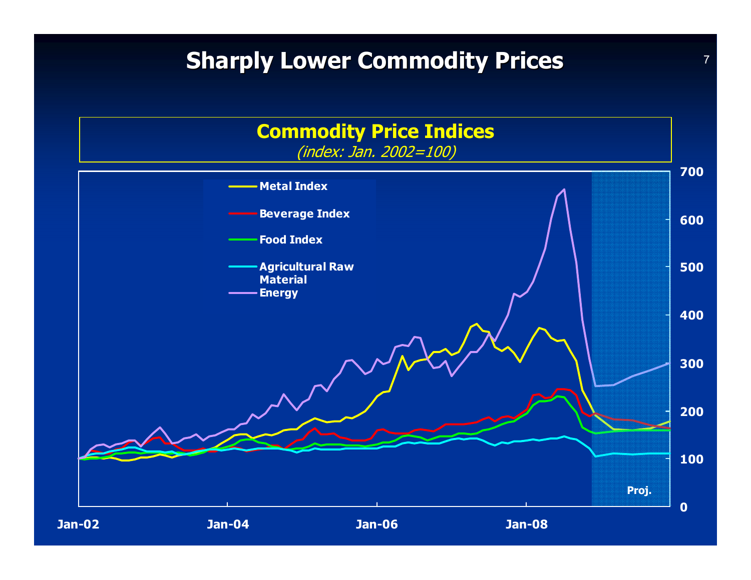# Sharply Lower Commodity Prices

## Commodity Price Indices

*(index: Jan. 2002=100)*

- Metal Index
- Beverage Index
- Food Index
- Agricultural Raw Material
- Energy

Proj.

0, 100, 200, 300, 400, 500, 600, 700

Jan-02, Jan-04, Jan-06, Jan-08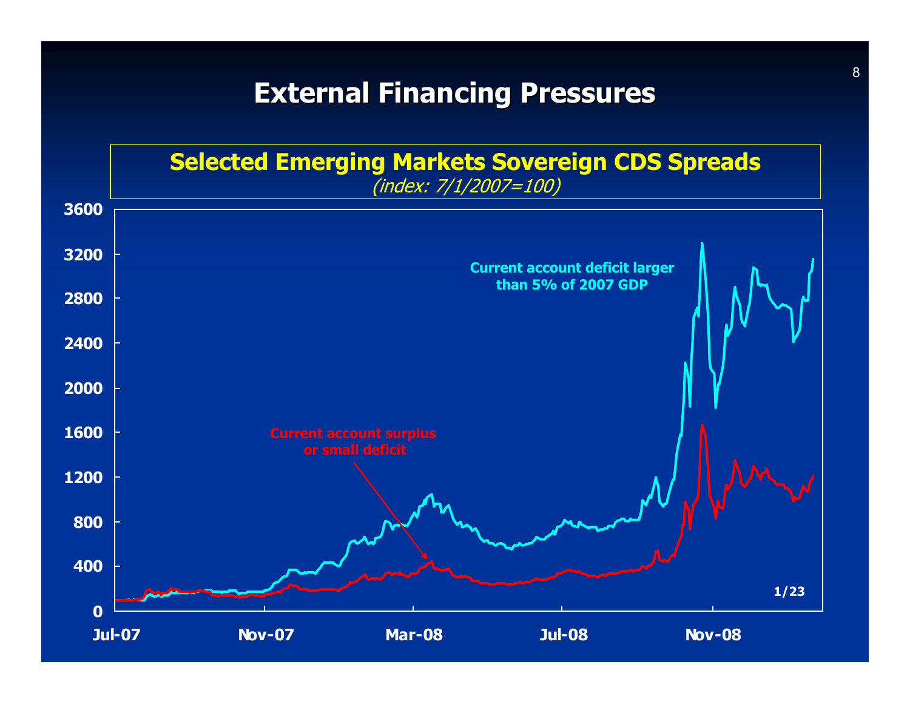# External Financing Pressures

## Selected Emerging Markets Sovereign CDS Spreads

*(index: 7/1/2007=100)*

Current account deficit larger than 5% of 2007 GDP

Current account surplus or small deficit

1/23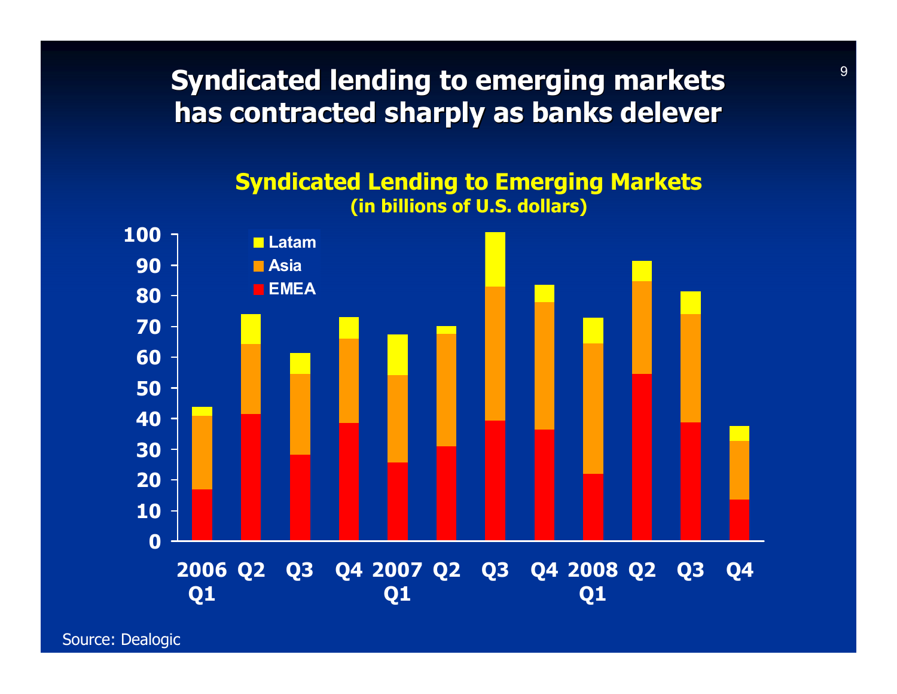# Syndicated lending to emerging markets has contracted sharply as banks delever

**Syndicated Lending to Emerging Markets**
**(in billions of U.S. dollars)**

Legend: Latam, Asia, EMEA

Y-axis: 0, 10, 20, 30, 40, 50, 60, 70, 80, 90, 100

X-axis: 2006 Q1, Q2, Q3, Q4, 2007 Q1, Q2, Q3, Q4, 2008 Q1, Q2, Q3, Q4

Source: Dealogic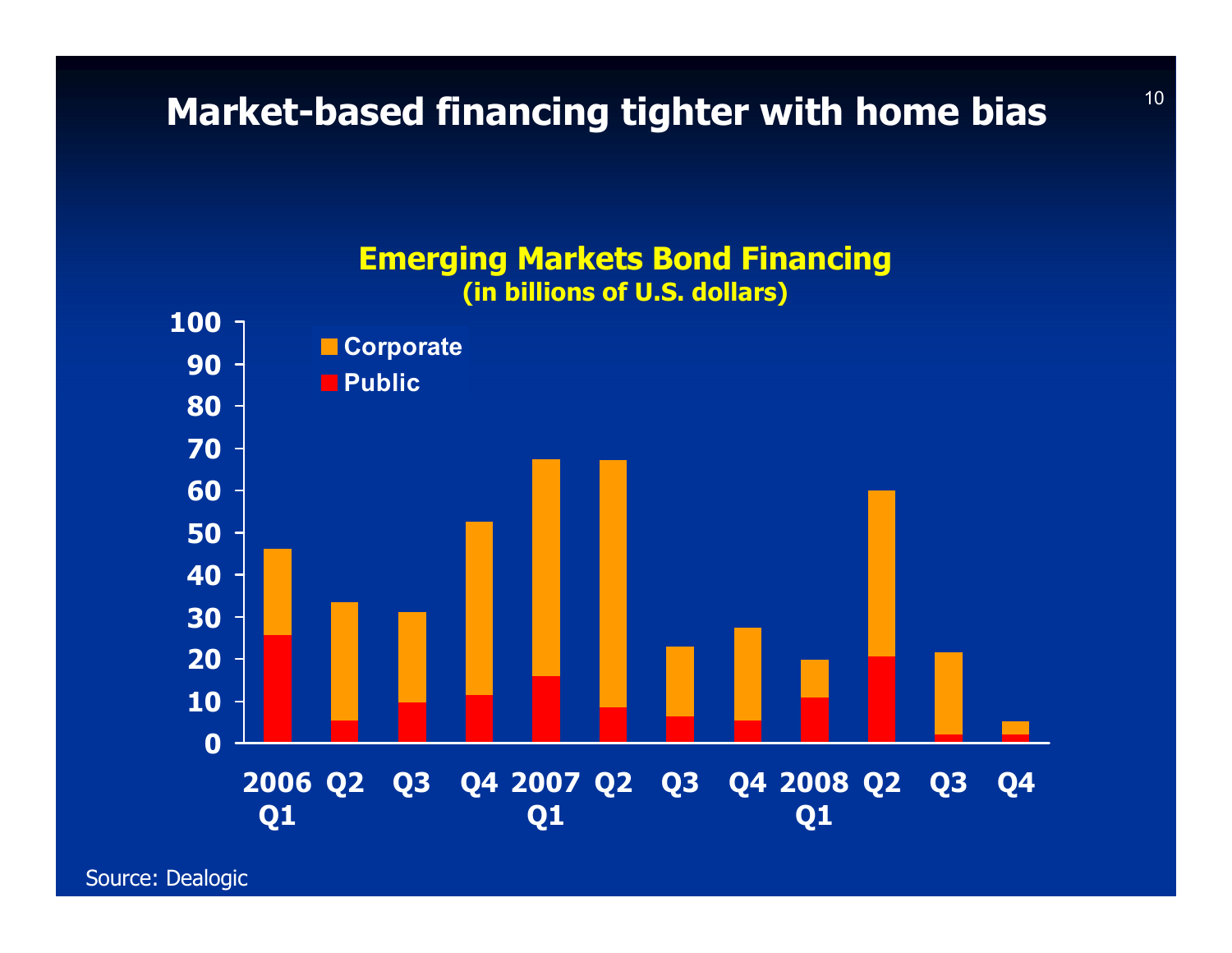# Market-based financing tighter with home bias

**Emerging Markets Bond Financing**
**(in billions of U.S. dollars)**

Legend: Corporate, Public

Y-axis: 0, 10, 20, 30, 40, 50, 60, 70, 80, 90, 100

X-axis: 2006 Q1, Q2, Q3, Q4, 2007 Q1, Q2, Q3, Q4, 2008 Q1, Q2, Q3, Q4

Source: Dealogic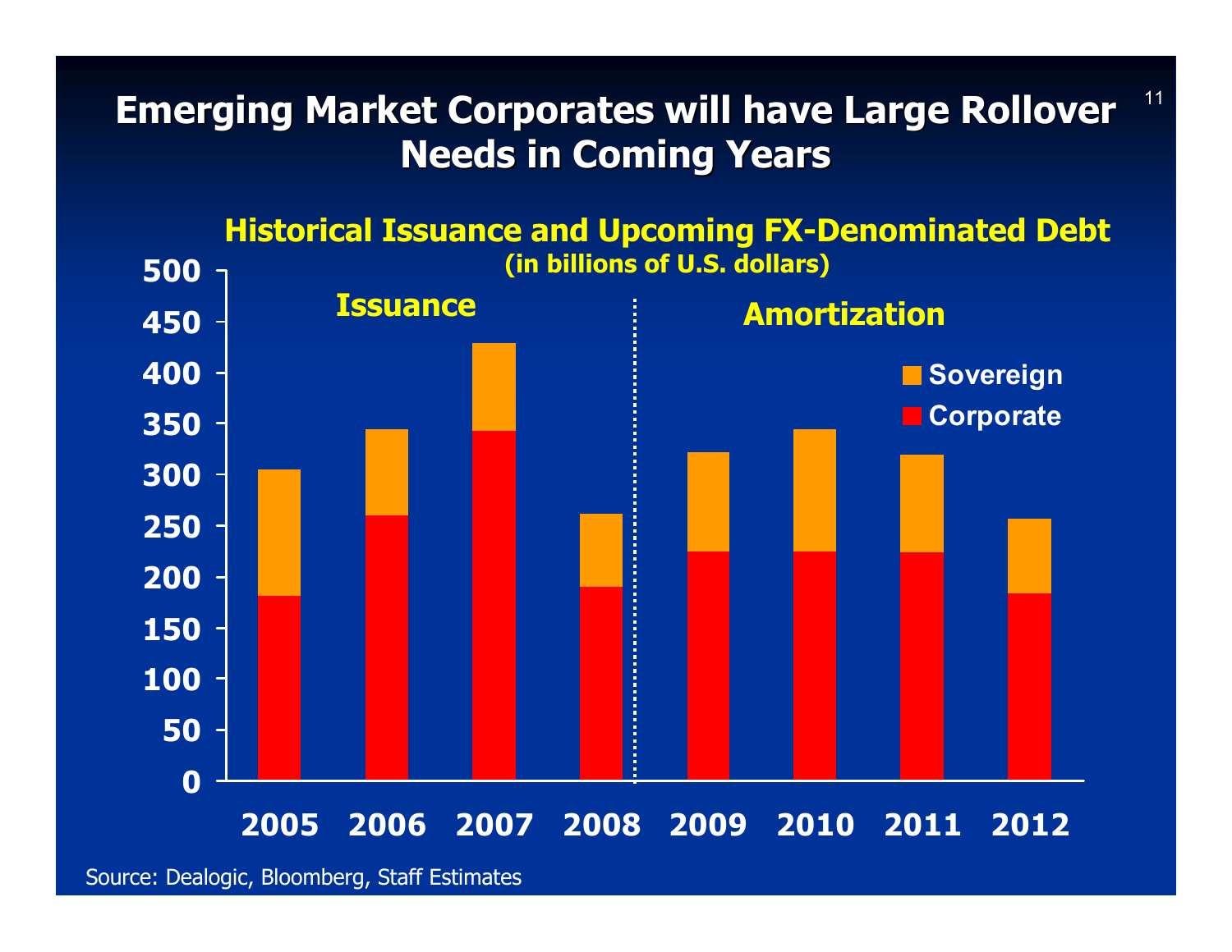# Emerging Market Corporates will have Large Rollover Needs in Coming Years

**Historical Issuance and Upcoming FX-Denominated Debt**
**(in billions of U.S. dollars)**

Issuance | Amortization

Legend: Sovereign, Corporate

Y-axis: 0, 50, 100, 150, 200, 250, 300, 350, 400, 450, 500

X-axis: 2005, 2006, 2007, 2008, 2009, 2010, 2011, 2012

Source: Dealogic, Bloomberg, Staff Estimates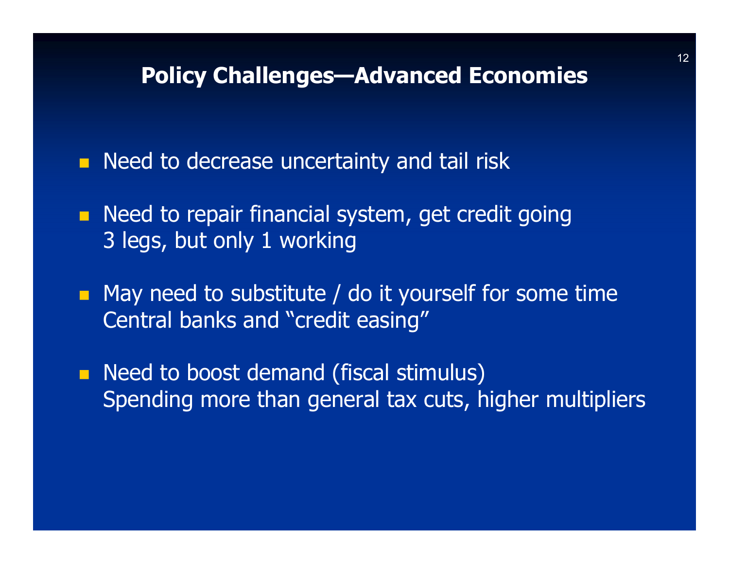## Policy Challenges—Advanced Economies

- Need to decrease uncertainty and tail risk
- Need to repair financial system, get credit going
  3 legs, but only 1 working
- May need to substitute / do it yourself for some time
  Central banks and "credit easing"
- Need to boost demand (fiscal stimulus)
  Spending more than general tax cuts, higher multipliers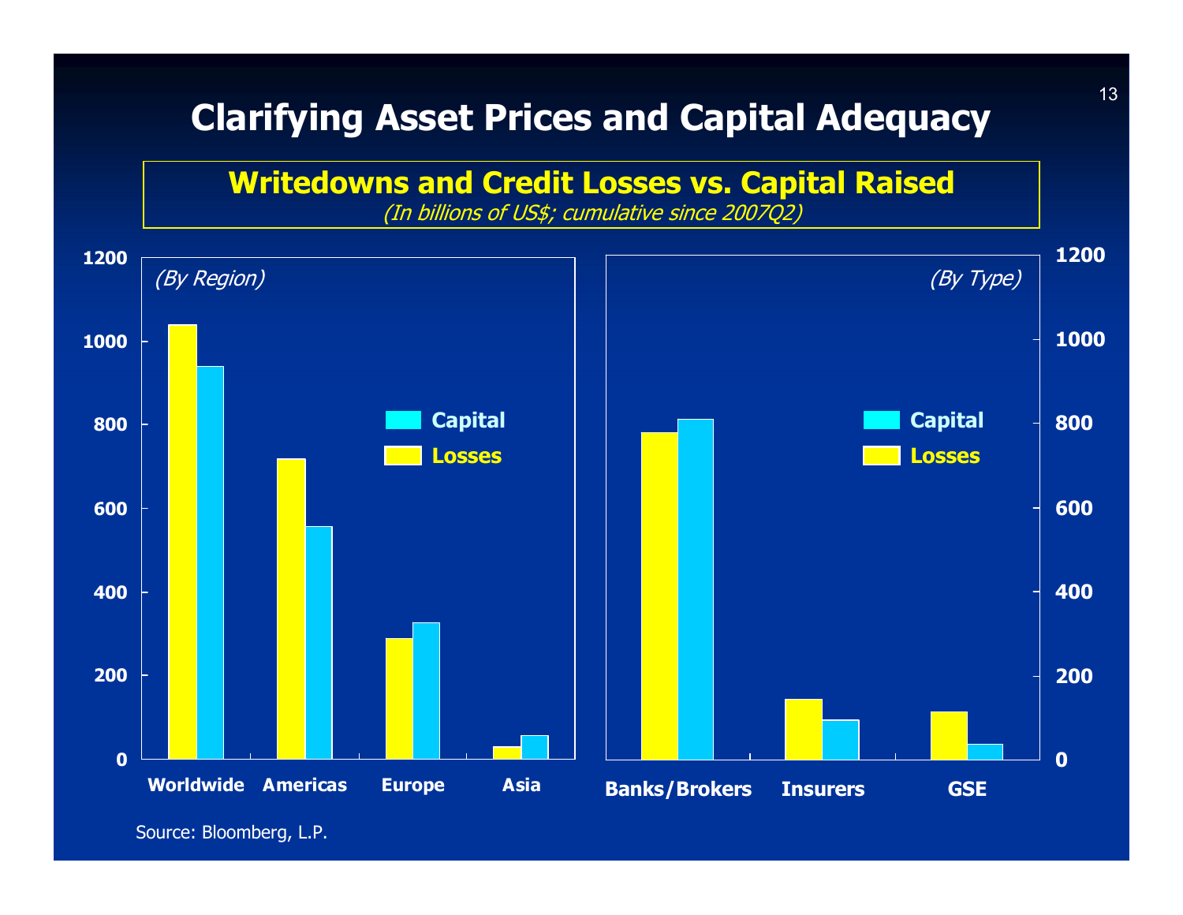# Clarifying Asset Prices and Capital Adequacy

**Writedowns and Credit Losses vs. Capital Raised**

*(In billions of US$; cumulative since 2007Q2)*

*(By Region)*

Capital
Losses

Worldwide | Americas | Europe | Asia

*(By Type)*

Capital
Losses

Banks/Brokers | Insurers | GSE

Source: Bloomberg, L.P.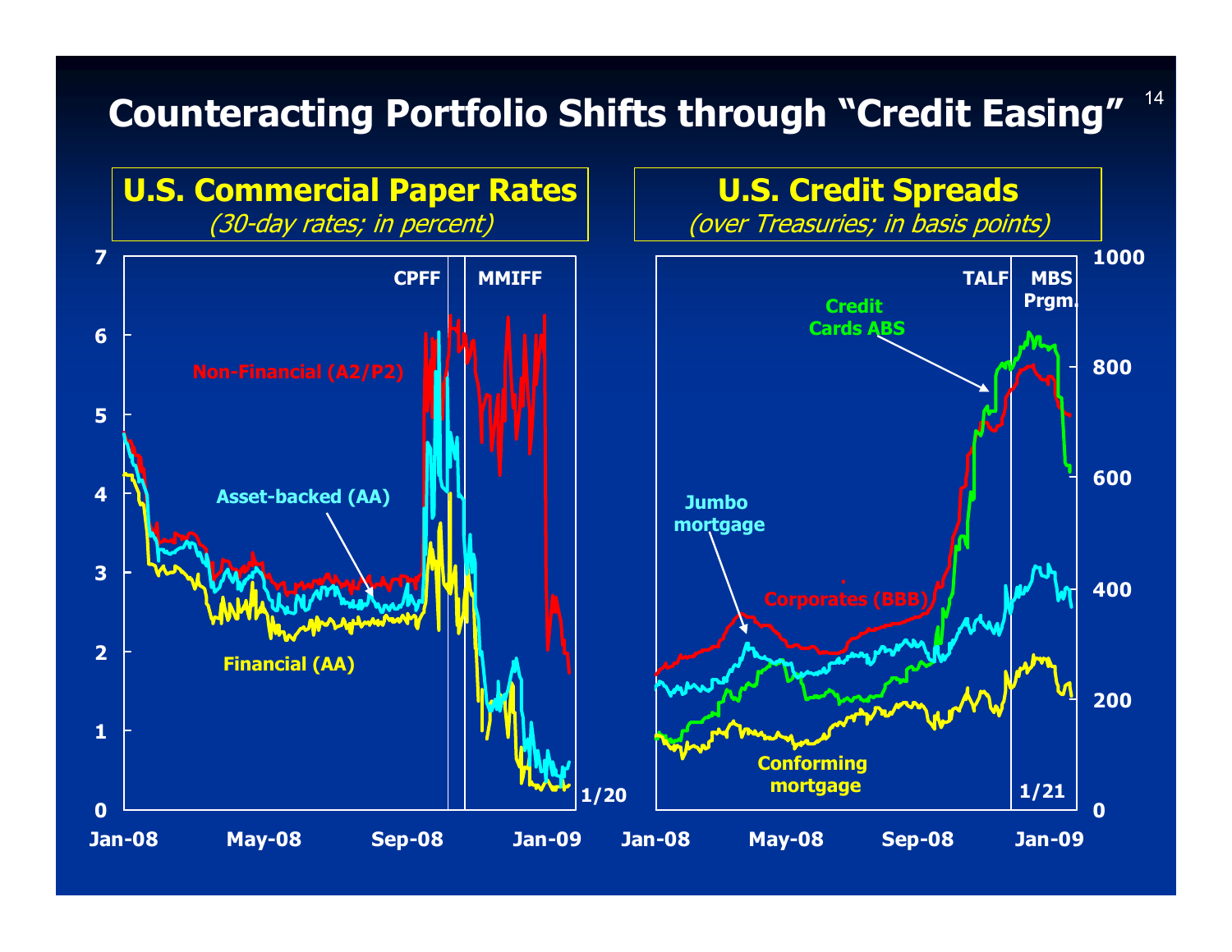# Counteracting Portfolio Shifts through "Credit Easing"

## U.S. Commercial Paper Rates

*(30-day rates; in percent)*

CPFF | MMIFF

Non-Financial (A2/P2)

Asset-backed (AA)

Financial (AA)

1/20

Jan-08 | May-08 | Sep-08 | Jan-09

## U.S. Credit Spreads

*(over Treasuries; in basis points)*

TALF | MBS Prgm.

Credit Cards ABS

Jumbo mortgage

Corporates (BBB)

Conforming mortgage

1/21

Jan-08 | May-08 | Sep-08 | Jan-09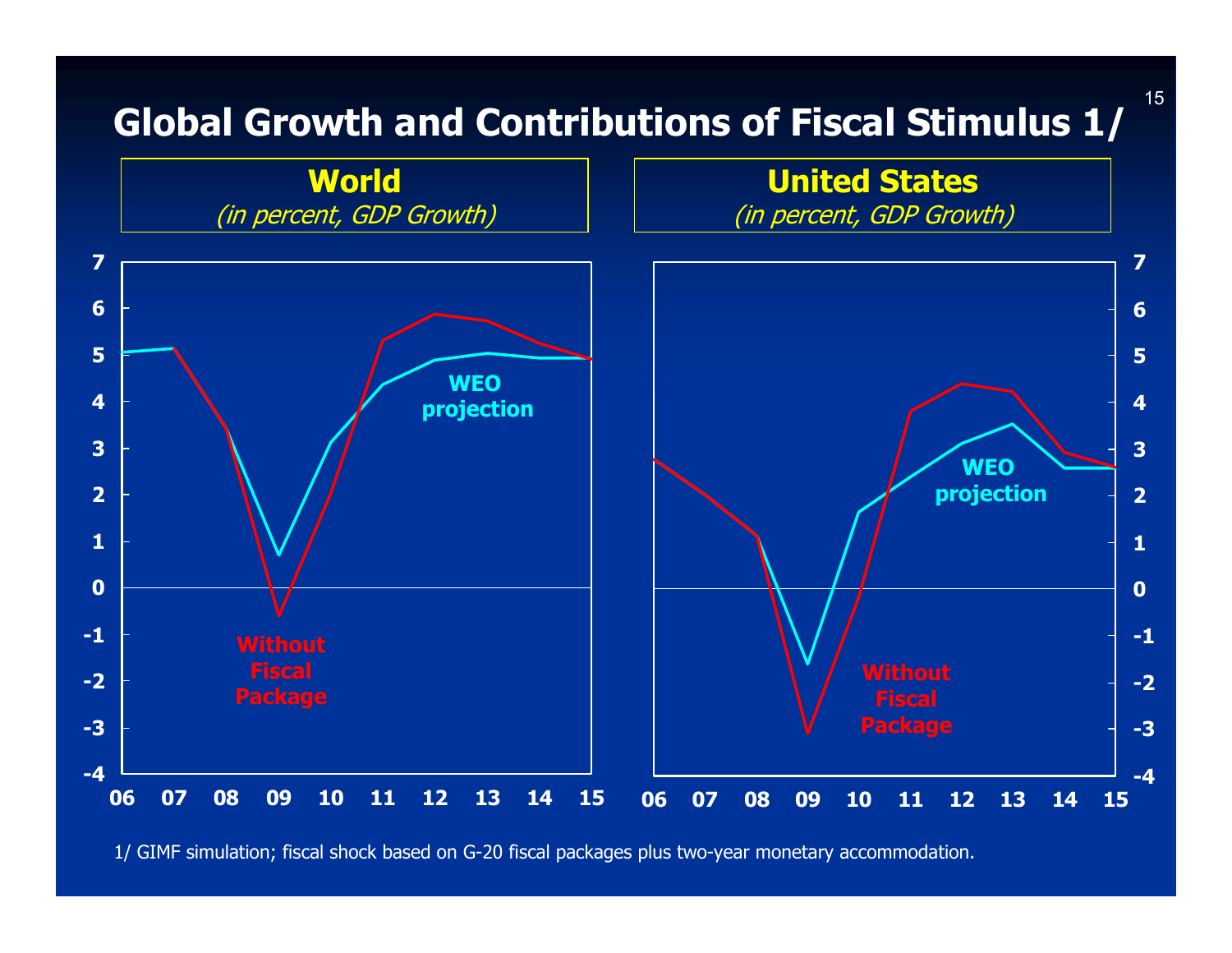# Global Growth and Contributions of Fiscal Stimulus 1/

**World**
*(in percent, GDP Growth)*

**United States**
*(in percent, GDP Growth)*

1/ GIMF simulation; fiscal shock based on G-20 fiscal packages plus two-year monetary accommodation.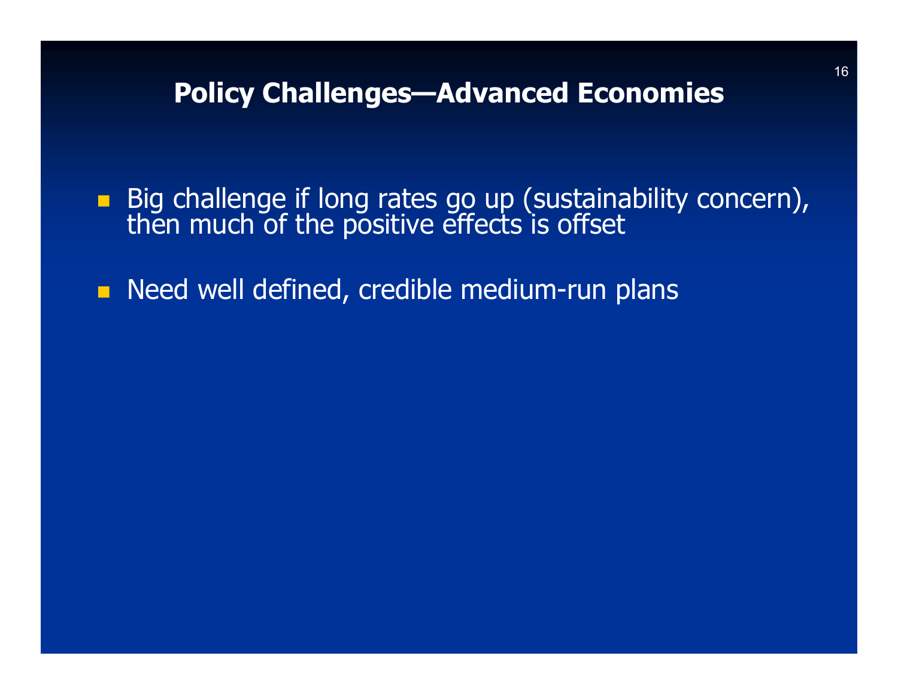## Policy Challenges—Advanced Economies

- Big challenge if long rates go up (sustainability concern), then much of the positive effects is offset
- Need well defined, credible medium-run plans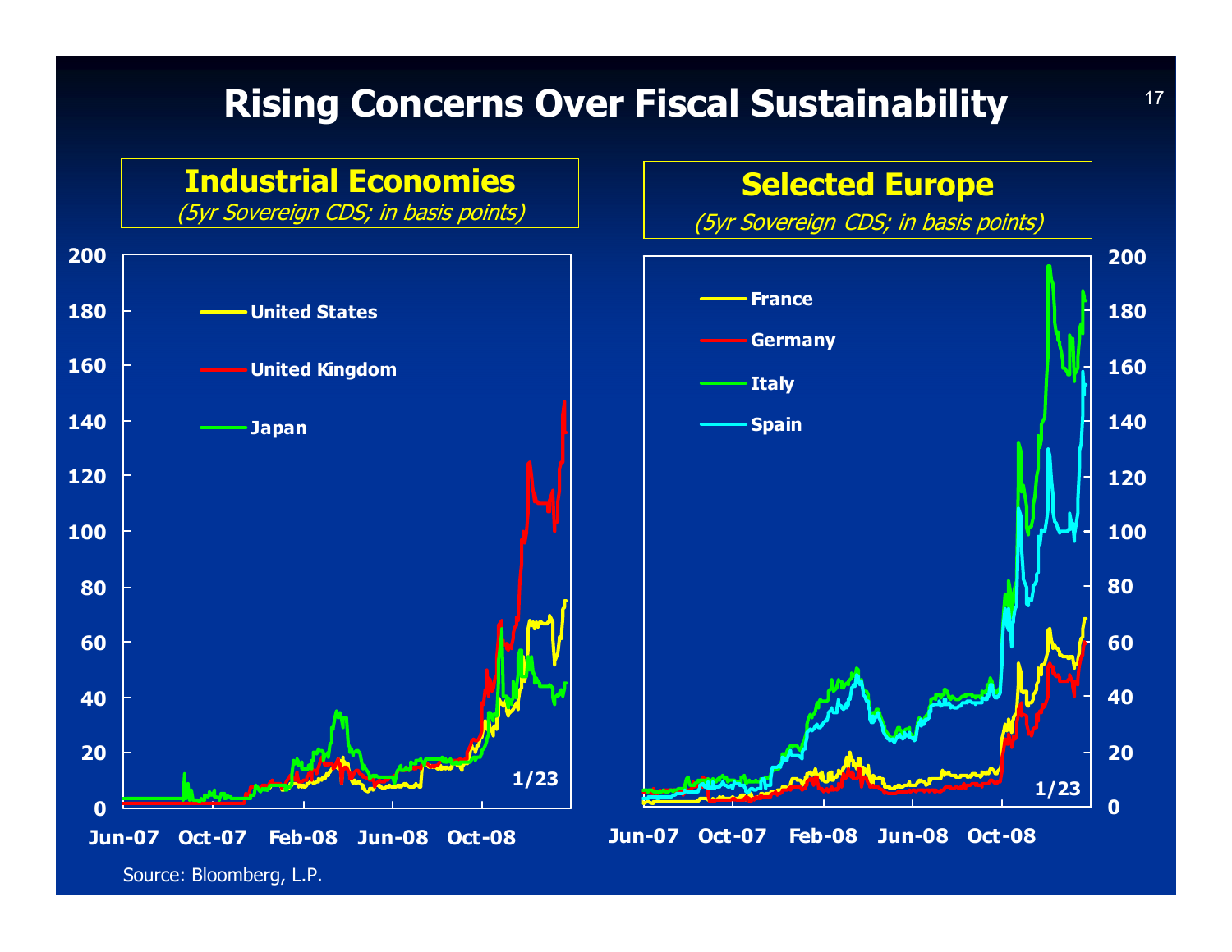# Rising Concerns Over Fiscal Sustainability

## Industrial Economies

*(5yr Sovereign CDS; in basis points)*

United States
United Kingdom
Japan

200, 180, 160, 140, 120, 100, 80, 60, 40, 20, 0

1/23

Jun-07 Oct-07 Feb-08 Jun-08 Oct-08

## Selected Europe

*(5yr Sovereign CDS; in basis points)*

France
Germany
Italy
Spain

200, 180, 160, 140, 120, 100, 80, 60, 40, 20, 0

1/23

Jun-07 Oct-07 Feb-08 Jun-08 Oct-08

Source: Bloomberg, L.P.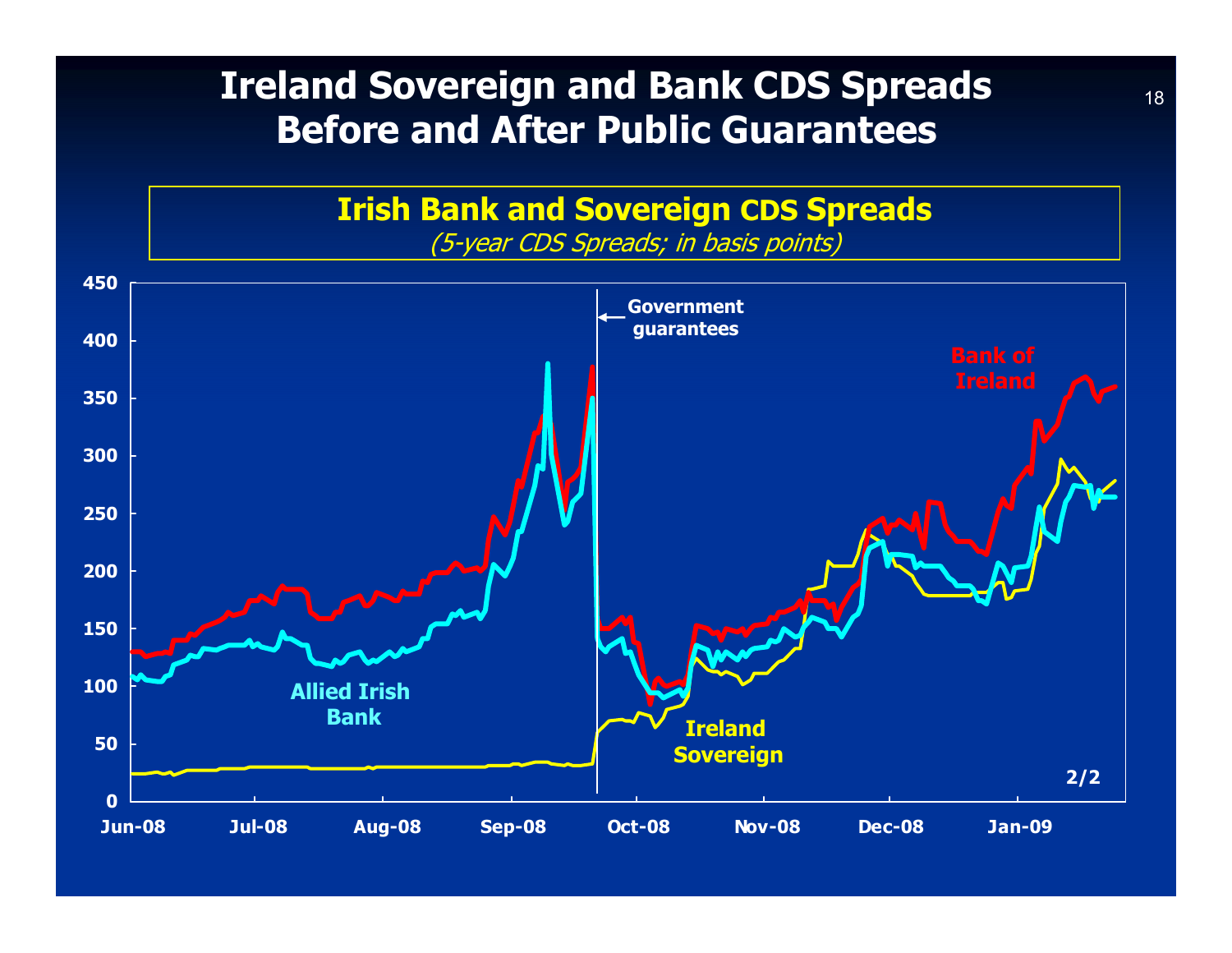# Ireland Sovereign and Bank CDS Spreads Before and After Public Guarantees

## Irish Bank and Sovereign CDS Spreads

*(5-year CDS Spreads; in basis points)*

Government guarantees

Bank of Ireland

Allied Irish Bank

Ireland Sovereign

2/2

Jun-08, Jul-08, Aug-08, Sep-08, Oct-08, Nov-08, Dec-08, Jan-09

0, 50, 100, 150, 200, 250, 300, 350, 400, 450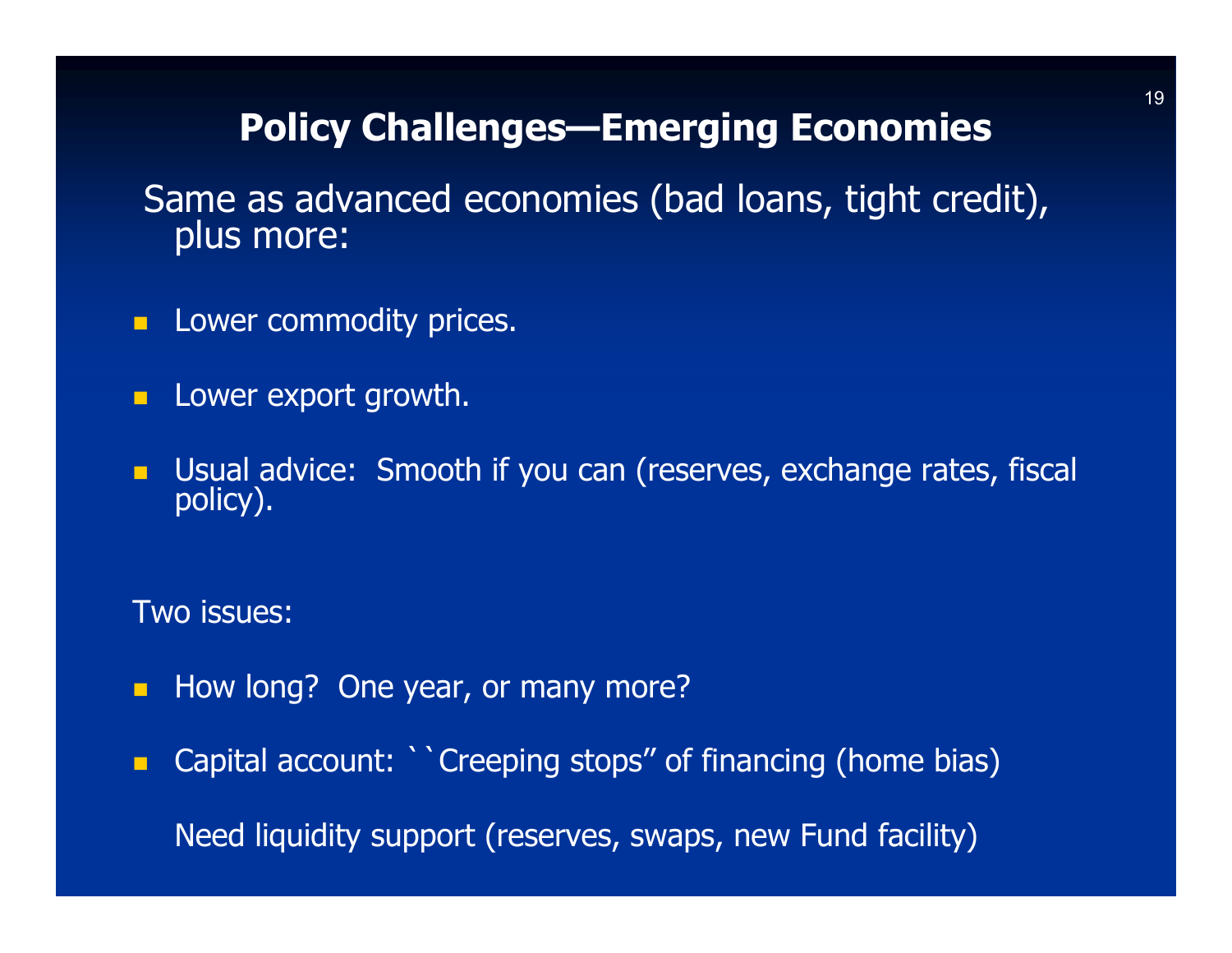# Policy Challenges—Emerging Economies

Same as advanced economies (bad loans, tight credit), plus more:

- Lower commodity prices.
- Lower export growth.
- Usual advice: Smooth if you can (reserves, exchange rates, fiscal policy).

Two issues:

- How long? One year, or many more?
- Capital account: ``Creeping stops" of financing (home bias)

  Need liquidity support (reserves, swaps, new Fund facility)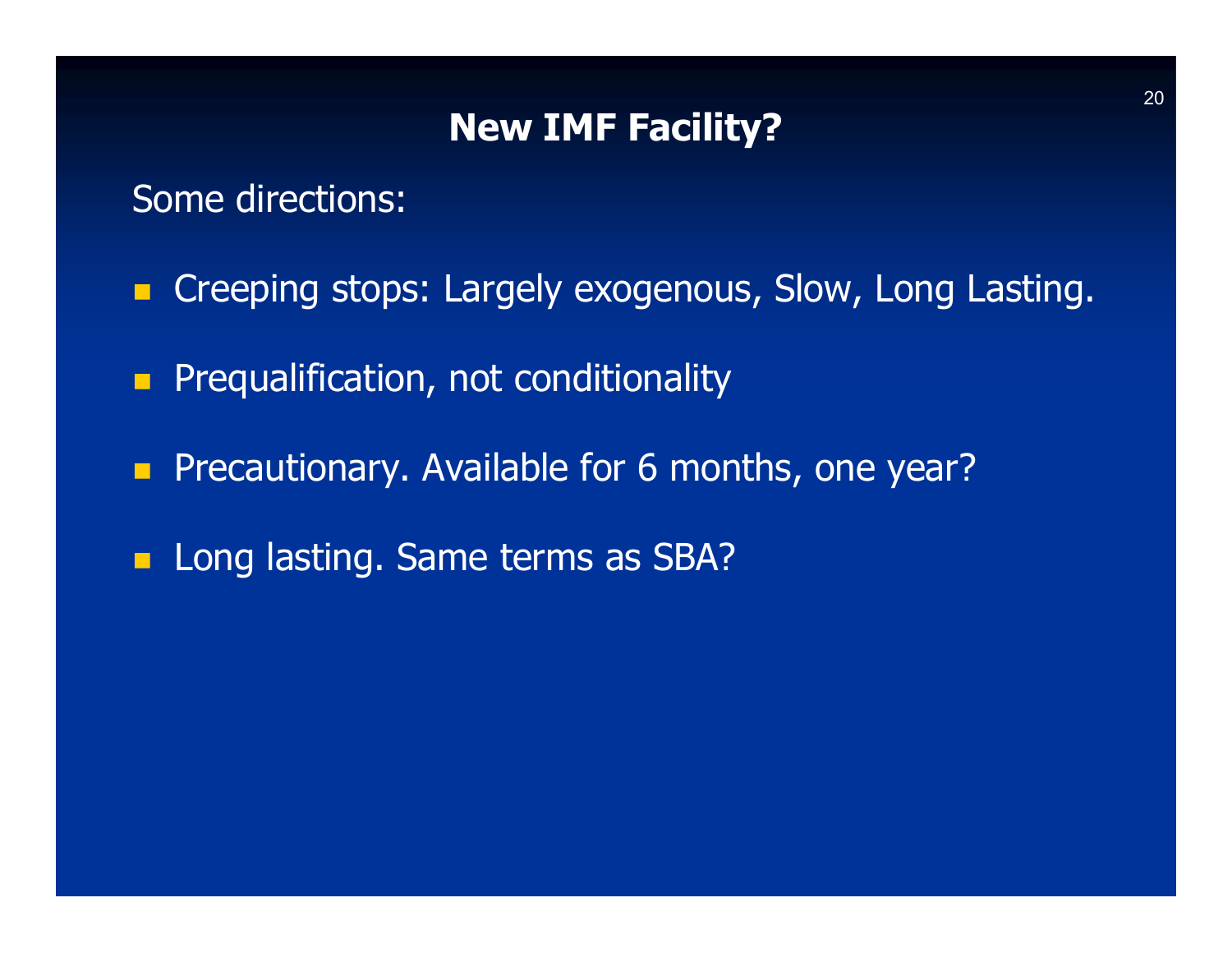# New IMF Facility?

Some directions:

- Creeping stops: Largely exogenous, Slow, Long Lasting.
- Prequalification, not conditionality
- Precautionary. Available for 6 months, one year?
- Long lasting. Same terms as SBA?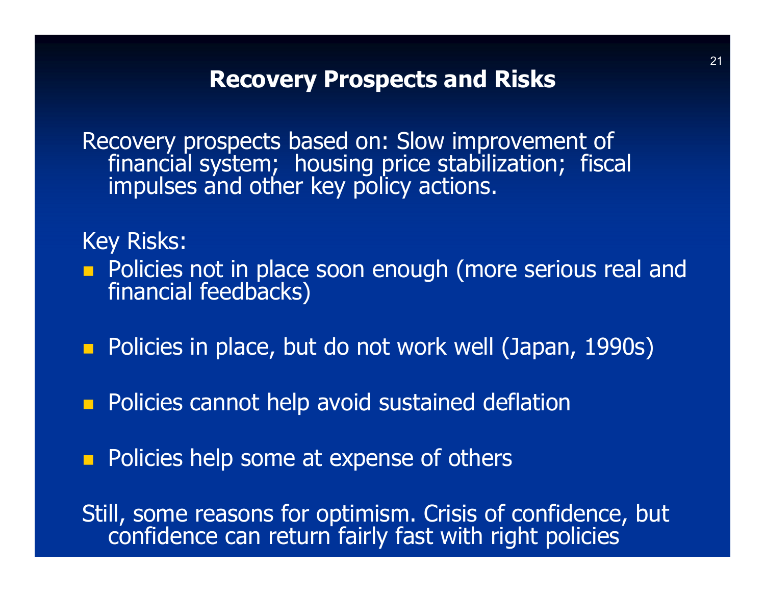# Recovery Prospects and Risks

Recovery prospects based on: Slow improvement of financial system; housing price stabilization; fiscal impulses and other key policy actions.

Key Risks:

- Policies not in place soon enough (more serious real and financial feedbacks)
- Policies in place, but do not work well (Japan, 1990s)
- Policies cannot help avoid sustained deflation
- Policies help some at expense of others

Still, some reasons for optimism. Crisis of confidence, but confidence can return fairly fast with right policies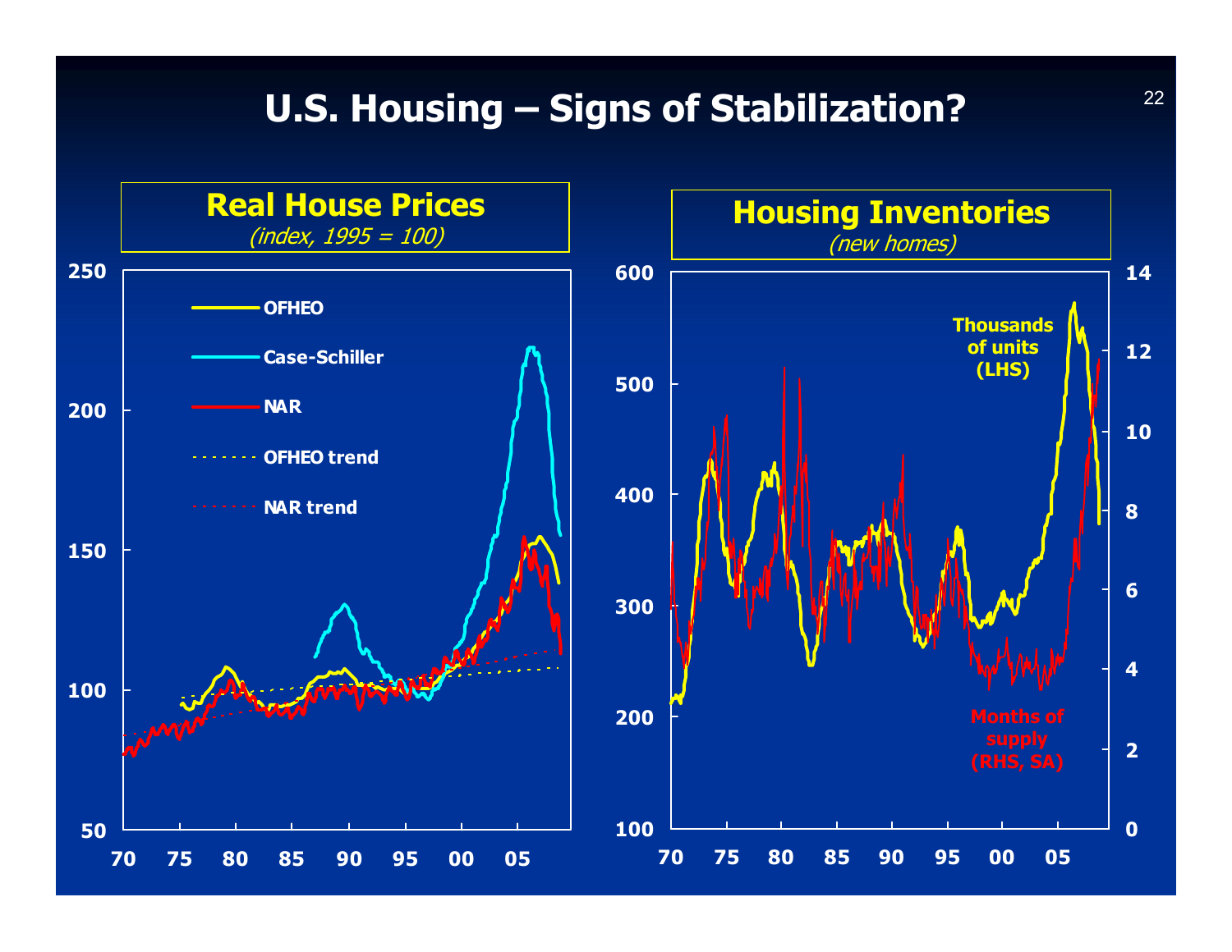# U.S. Housing – Signs of Stabilization?

## Real House Prices

*(index, 1995 = 100)*

- OFHEO
- Case-Schiller
- NAR
- OFHEO trend
- NAR trend

## Housing Inventories

*(new homes)*

Thousands of units (LHS)

Months of supply (RHS, SA)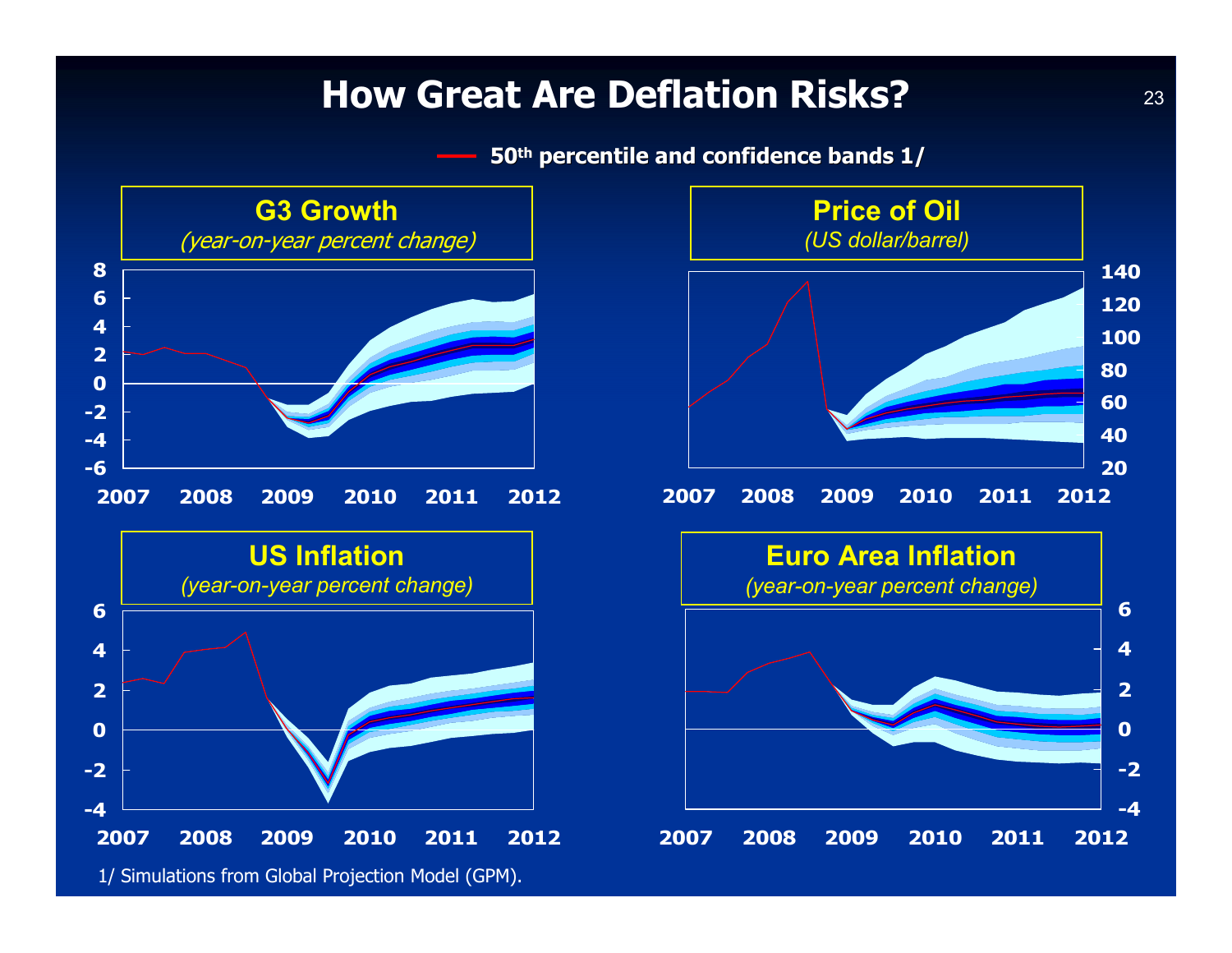# How Great Are Deflation Risks?

**50th percentile and confidence bands 1/**

**G3 Growth**

*(year-on-year percent change)*

8
6
4
2
0
-2
-4
-6

2007 2008 2009 2010 2011 2012

**Price of Oil**

*(US dollar/barrel)*

140
120
100
80
60
40
20

2007 2008 2009 2010 2011 2012

**US Inflation**

*(year-on-year percent change)*

6
4
2
0
-2
-4

2007 2008 2009 2010 2011 2012

**Euro Area Inflation**

*(year-on-year percent change)*

6
4
2
0
-2
-4

2007 2008 2009 2010 2011 2012

1/ Simulations from Global Projection Model (GPM).